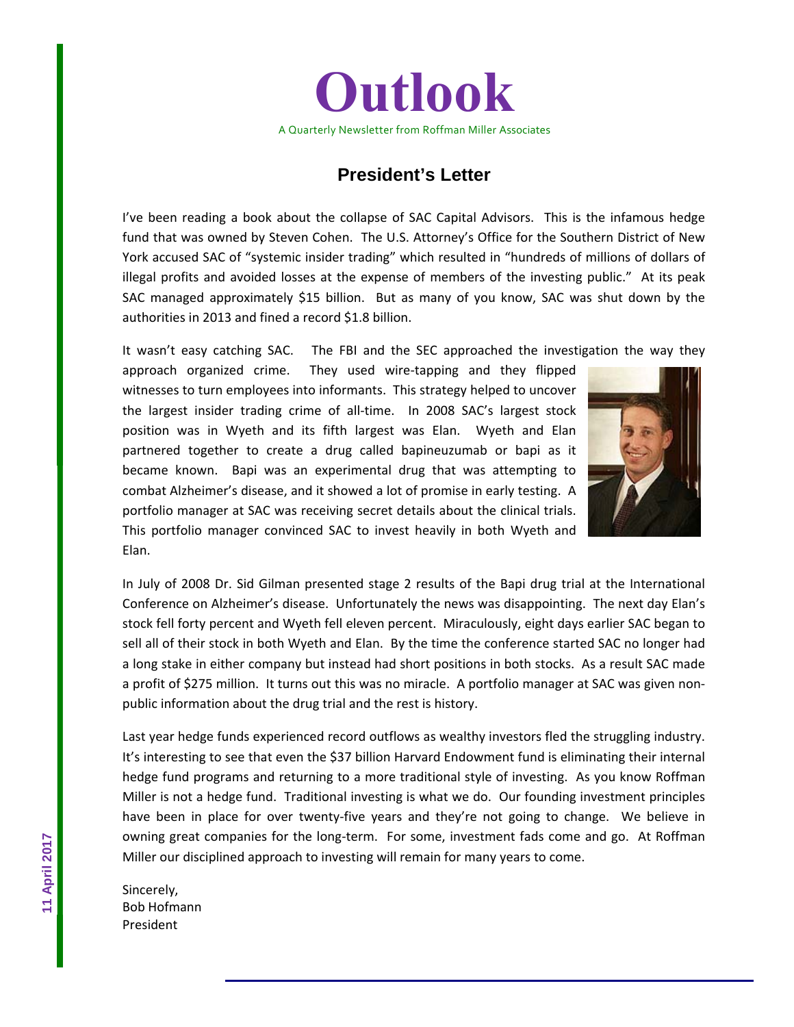# Outlook

A Quarterly Newsletter from Roffman Miller Associates

## President's Letter

I've been reading a book about the collapse of SAC Capital Advisors. This is the infamous hedge fund that was owned by Steven Cohen. The U.S. Attorney's Office for the Southern District of New York accused SAC of "systemic insider trading" which resulted in "hundreds of millions of dollars of illegal profits and avoided losses at the expense of members of the investing public." At its peak SAC managed approximately $15 billion. But as many of you know, SAC was shut down by the authorities in 2013 and fined a record $1.8 billion.

It wasn't easy catching SAC. The FBI and the SEC approached the investigation the way they approach organized crime. They used wire-tapping and they flipped witnesses to turn employees into informants. This strategy helped to uncover the largest insider trading crime of all-time. In 2008 SAC's largest stock position was in Wyeth and its fifth largest was Elan. Wyeth and Elan partnered together to create a drug called bapineuzumab or bapi as it became known. Bapi was an experimental drug that was attempting to combat Alzheimer's disease, and it showed a lot of promise in early testing. A portfolio manager at SAC was receiving secret details about the clinical trials. This portfolio manager convinced SAC to invest heavily in both Wyeth and Elan.

In July of 2008 Dr. Sid Gilman presented stage 2 results of the Bapi drug trial at the International Conference on Alzheimer's disease. Unfortunately the news was disappointing. The next day Elan's stock fell forty percent and Wyeth fell eleven percent. Miraculously, eight days earlier SAC began to sell all of their stock in both Wyeth and Elan. By the time the conference started SAC no longer had a long stake in either company but instead had short positions in both stocks. As a result SAC made a profit of $275 million. It turns out this was no miracle. A portfolio manager at SAC was given non-public information about the drug trial and the rest is history.

Last year hedge funds experienced record outflows as wealthy investors fled the struggling industry. It's interesting to see that even the $37 billion Harvard Endowment fund is eliminating their internal hedge fund programs and returning to a more traditional style of investing. As you know Roffman Miller is not a hedge fund. Traditional investing is what we do. Our founding investment principles have been in place for over twenty-five years and they're not going to change. We believe in owning great companies for the long-term. For some, investment fads come and go. At Roffman Miller our disciplined approach to investing will remain for many years to come.

Sincerely,
Bob Hofmann
President

11 April 2017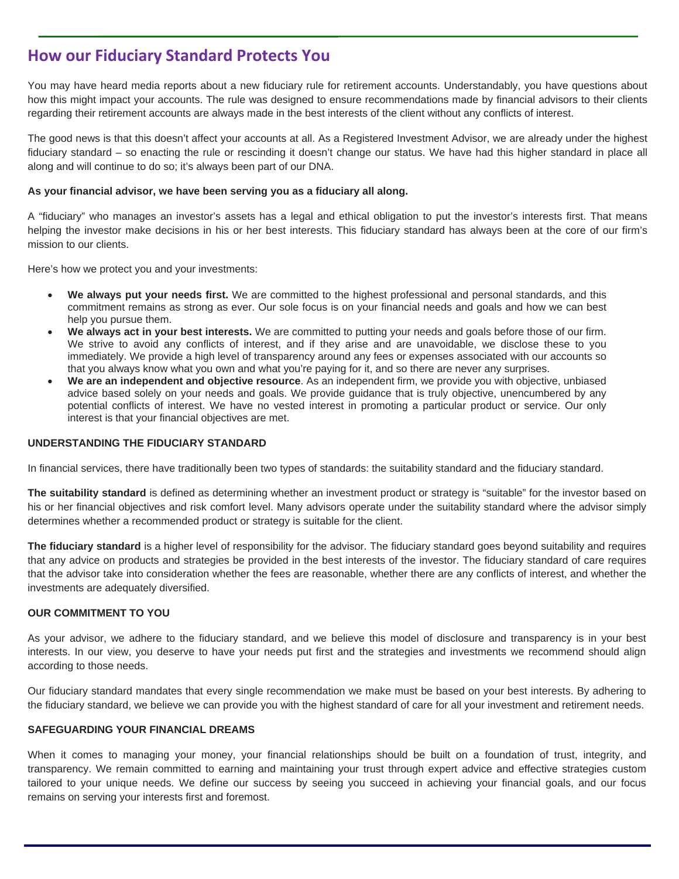## How our Fiduciary Standard Protects You

You may have heard media reports about a new fiduciary rule for retirement accounts. Understandably, you have questions about how this might impact your accounts. The rule was designed to ensure recommendations made by financial advisors to their clients regarding their retirement accounts are always made in the best interests of the client without any conflicts of interest.

The good news is that this doesn't affect your accounts at all. As a Registered Investment Advisor, we are already under the highest fiduciary standard – so enacting the rule or rescinding it doesn't change our status. We have had this higher standard in place all along and will continue to do so; it's always been part of our DNA.

**As your financial advisor, we have been serving you as a fiduciary all along.**

A "fiduciary" who manages an investor's assets has a legal and ethical obligation to put the investor's interests first. That means helping the investor make decisions in his or her best interests. This fiduciary standard has always been at the core of our firm's mission to our clients.

Here's how we protect you and your investments:

- **We always put your needs first.** We are committed to the highest professional and personal standards, and this commitment remains as strong as ever. Our sole focus is on your financial needs and goals and how we can best help you pursue them.
- **We always act in your best interests.** We are committed to putting your needs and goals before those of our firm. We strive to avoid any conflicts of interest, and if they arise and are unavoidable, we disclose these to you immediately. We provide a high level of transparency around any fees or expenses associated with our accounts so that you always know what you own and what you're paying for it, and so there are never any surprises.
- **We are an independent and objective resource**. As an independent firm, we provide you with objective, unbiased advice based solely on your needs and goals. We provide guidance that is truly objective, unencumbered by any potential conflicts of interest. We have no vested interest in promoting a particular product or service. Our only interest is that your financial objectives are met.

### UNDERSTANDING THE FIDUCIARY STANDARD

In financial services, there have traditionally been two types of standards: the suitability standard and the fiduciary standard.

**The suitability standard** is defined as determining whether an investment product or strategy is "suitable" for the investor based on his or her financial objectives and risk comfort level. Many advisors operate under the suitability standard where the advisor simply determines whether a recommended product or strategy is suitable for the client.

**The fiduciary standard** is a higher level of responsibility for the advisor. The fiduciary standard goes beyond suitability and requires that any advice on products and strategies be provided in the best interests of the investor. The fiduciary standard of care requires that the advisor take into consideration whether the fees are reasonable, whether there are any conflicts of interest, and whether the investments are adequately diversified.

### OUR COMMITMENT TO YOU

As your advisor, we adhere to the fiduciary standard, and we believe this model of disclosure and transparency is in your best interests. In our view, you deserve to have your needs put first and the strategies and investments we recommend should align according to those needs.

Our fiduciary standard mandates that every single recommendation we make must be based on your best interests. By adhering to the fiduciary standard, we believe we can provide you with the highest standard of care for all your investment and retirement needs.

### SAFEGUARDING YOUR FINANCIAL DREAMS

When it comes to managing your money, your financial relationships should be built on a foundation of trust, integrity, and transparency. We remain committed to earning and maintaining your trust through expert advice and effective strategies custom tailored to your unique needs. We define our success by seeing you succeed in achieving your financial goals, and our focus remains on serving your interests first and foremost.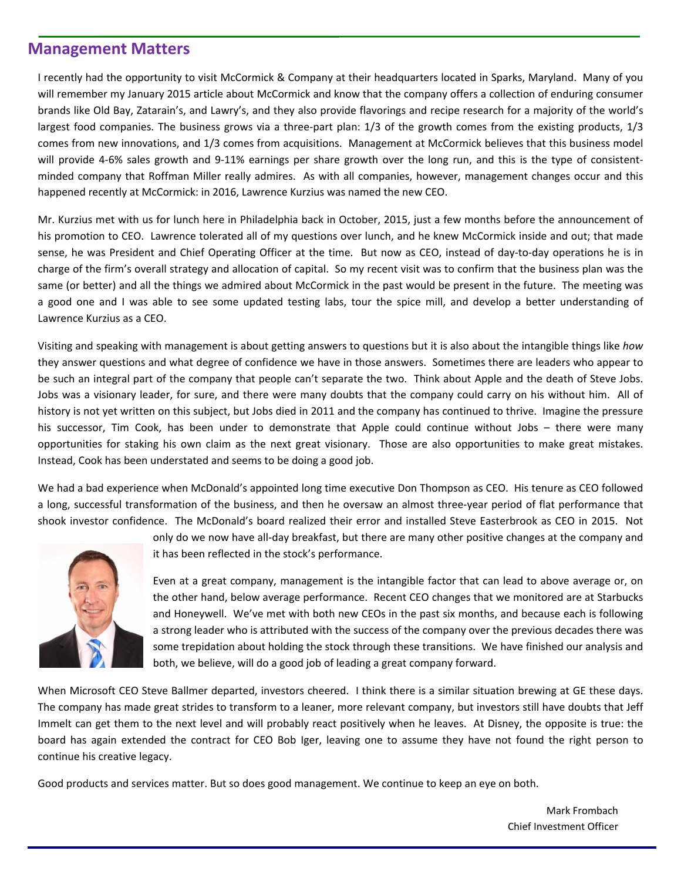## Management Matters

I recently had the opportunity to visit McCormick & Company at their headquarters located in Sparks, Maryland. Many of you will remember my January 2015 article about McCormick and know that the company offers a collection of enduring consumer brands like Old Bay, Zatarain's, and Lawry's, and they also provide flavorings and recipe research for a majority of the world's largest food companies. The business grows via a three-part plan: 1/3 of the growth comes from the existing products, 1/3 comes from new innovations, and 1/3 comes from acquisitions. Management at McCormick believes that this business model will provide 4-6% sales growth and 9-11% earnings per share growth over the long run, and this is the type of consistent-minded company that Roffman Miller really admires. As with all companies, however, management changes occur and this happened recently at McCormick: in 2016, Lawrence Kurzius was named the new CEO.

Mr. Kurzius met with us for lunch here in Philadelphia back in October, 2015, just a few months before the announcement of his promotion to CEO. Lawrence tolerated all of my questions over lunch, and he knew McCormick inside and out; that made sense, he was President and Chief Operating Officer at the time. But now as CEO, instead of day-to-day operations he is in charge of the firm's overall strategy and allocation of capital. So my recent visit was to confirm that the business plan was the same (or better) and all the things we admired about McCormick in the past would be present in the future. The meeting was a good one and I was able to see some updated testing labs, tour the spice mill, and develop a better understanding of Lawrence Kurzius as a CEO.

Visiting and speaking with management is about getting answers to questions but it is also about the intangible things like *how* they answer questions and what degree of confidence we have in those answers. Sometimes there are leaders who appear to be such an integral part of the company that people can't separate the two. Think about Apple and the death of Steve Jobs. Jobs was a visionary leader, for sure, and there were many doubts that the company could carry on his without him. All of history is not yet written on this subject, but Jobs died in 2011 and the company has continued to thrive. Imagine the pressure his successor, Tim Cook, has been under to demonstrate that Apple could continue without Jobs – there were many opportunities for staking his own claim as the next great visionary. Those are also opportunities to make great mistakes. Instead, Cook has been understated and seems to be doing a good job.

We had a bad experience when McDonald's appointed long time executive Don Thompson as CEO. His tenure as CEO followed a long, successful transformation of the business, and then he oversaw an almost three-year period of flat performance that shook investor confidence. The McDonald's board realized their error and installed Steve Easterbrook as CEO in 2015. Not only do we now have all-day breakfast, but there are many other positive changes at the company and it has been reflected in the stock's performance.

Even at a great company, management is the intangible factor that can lead to above average or, on the other hand, below average performance. Recent CEO changes that we monitored are at Starbucks and Honeywell. We've met with both new CEOs in the past six months, and because each is following a strong leader who is attributed with the success of the company over the previous decades there was some trepidation about holding the stock through these transitions. We have finished our analysis and both, we believe, will do a good job of leading a great company forward.

When Microsoft CEO Steve Ballmer departed, investors cheered. I think there is a similar situation brewing at GE these days. The company has made great strides to transform to a leaner, more relevant company, but investors still have doubts that Jeff Immelt can get them to the next level and will probably react positively when he leaves. At Disney, the opposite is true: the board has again extended the contract for CEO Bob Iger, leaving one to assume they have not found the right person to continue his creative legacy.

Good products and services matter. But so does good management. We continue to keep an eye on both.

Mark Frombach  
Chief Investment Officer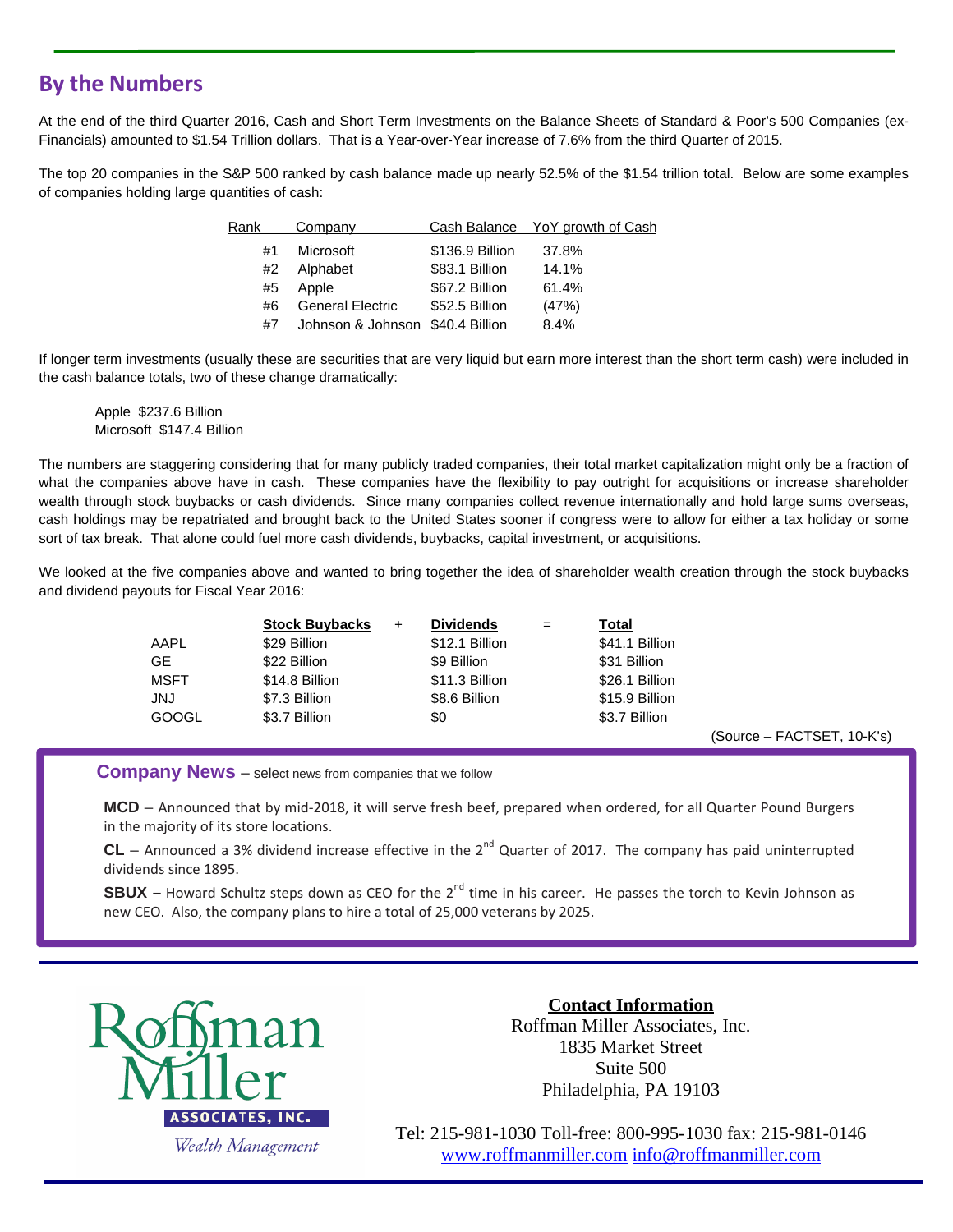## By the Numbers

At the end of the third Quarter 2016, Cash and Short Term Investments on the Balance Sheets of Standard & Poor's 500 Companies (ex-Financials) amounted to $1.54 Trillion dollars. That is a Year-over-Year increase of 7.6% from the third Quarter of 2015.

The top 20 companies in the S&P 500 ranked by cash balance made up nearly 52.5% of the $1.54 trillion total. Below are some examples of companies holding large quantities of cash:

| Rank | Company | Cash Balance | YoY growth of Cash |
|---|---|---|---|
| #1 | Microsoft | $136.9 Billion | 37.8% |
| #2 | Alphabet | $83.1 Billion | 14.1% |
| #5 | Apple | $67.2 Billion | 61.4% |
| #6 | General Electric | $52.5 Billion | (47%) |
| #7 | Johnson & Johnson | $40.4 Billion | 8.4% |

If longer term investments (usually these are securities that are very liquid but earn more interest than the short term cash) were included in the cash balance totals, two of these change dramatically:

Apple $237.6 Billion
Microsoft $147.4 Billion

The numbers are staggering considering that for many publicly traded companies, their total market capitalization might only be a fraction of what the companies above have in cash. These companies have the flexibility to pay outright for acquisitions or increase shareholder wealth through stock buybacks or cash dividends. Since many companies collect revenue internationally and hold large sums overseas, cash holdings may be repatriated and brought back to the United States sooner if congress were to allow for either a tax holiday or some sort of tax break. That alone could fuel more cash dividends, buybacks, capital investment, or acquisitions.

We looked at the five companies above and wanted to bring together the idea of shareholder wealth creation through the stock buybacks and dividend payouts for Fiscal Year 2016:

| | Stock Buybacks | + | Dividends | = | Total |
|---|---|---|---|---|---|
| AAPL | $29 Billion | | $12.1 Billion | | $41.1 Billion |
| GE | $22 Billion | | $9 Billion | | $31 Billion |
| MSFT | $14.8 Billion | | $11.3 Billion | | $26.1 Billion |
| JNJ | $7.3 Billion | | $8.6 Billion | | $15.9 Billion |
| GOOGL | $3.7 Billion | | $0 | | $3.7 Billion |

(Source – FACTSET, 10-K's)

### Company News – select news from companies that we follow

**MCD** – Announced that by mid-2018, it will serve fresh beef, prepared when ordered, for all Quarter Pound Burgers in the majority of its store locations.

**CL** – Announced a 3% dividend increase effective in the 2nd Quarter of 2017. The company has paid uninterrupted dividends since 1895.

**SBUX** – Howard Schultz steps down as CEO for the 2nd time in his career. He passes the torch to Kevin Johnson as new CEO. Also, the company plans to hire a total of 25,000 veterans by 2025.

Roffman Miller ASSOCIATES, INC.
*Wealth Management*

**Contact Information**
Roffman Miller Associates, Inc.
1835 Market Street
Suite 500
Philadelphia, PA 19103

Tel: 215-981-1030 Toll-free: 800-995-1030 fax: 215-981-0146
www.roffmanmiller.com info@roffmanmiller.com